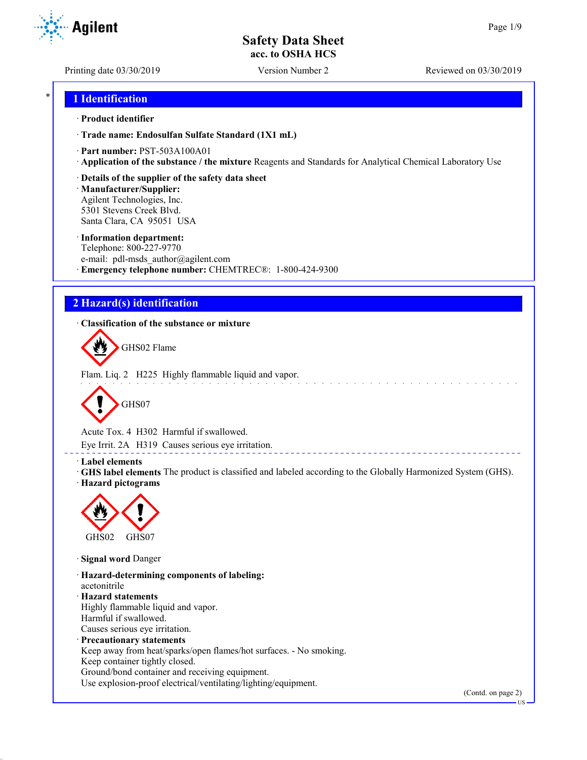Safety Data Sheet
acc. to OSHA HCS

Printing date 03/30/2019 | Version Number 2 | Reviewed on 03/30/2019

## 1 Identification

· **Product identifier**

· **Trade name: Endosulfan Sulfate Standard (1X1 mL)**

· **Part number:** PST-503A100A01

· **Application of the substance / the mixture** Reagents and Standards for Analytical Chemical Laboratory Use

· **Details of the supplier of the safety data sheet**

· **Manufacturer/Supplier:**
Agilent Technologies, Inc.
5301 Stevens Creek Blvd.
Santa Clara, CA 95051 USA

· **Information department:**
Telephone: 800-227-9770
e-mail: pdl-msds_author@agilent.com

· **Emergency telephone number:** CHEMTREC®: 1-800-424-9300

## 2 Hazard(s) identification

· **Classification of the substance or mixture**

GHS02 Flame

Flam. Liq. 2 H225 Highly flammable liquid and vapor.

GHS07

Acute Tox. 4 H302 Harmful if swallowed.

Eye Irrit. 2A H319 Causes serious eye irritation.

· **Label elements**

· **GHS label elements** The product is classified and labeled according to the Globally Harmonized System (GHS).

· **Hazard pictograms**

GHS02 GHS07

· **Signal word** Danger

· **Hazard-determining components of labeling:**
acetonitrile

· **Hazard statements**
Highly flammable liquid and vapor.
Harmful if swallowed.
Causes serious eye irritation.

· **Precautionary statements**
Keep away from heat/sparks/open flames/hot surfaces. - No smoking.
Keep container tightly closed.
Ground/bond container and receiving equipment.
Use explosion-proof electrical/ventilating/lighting/equipment.

(Contd. on page 2)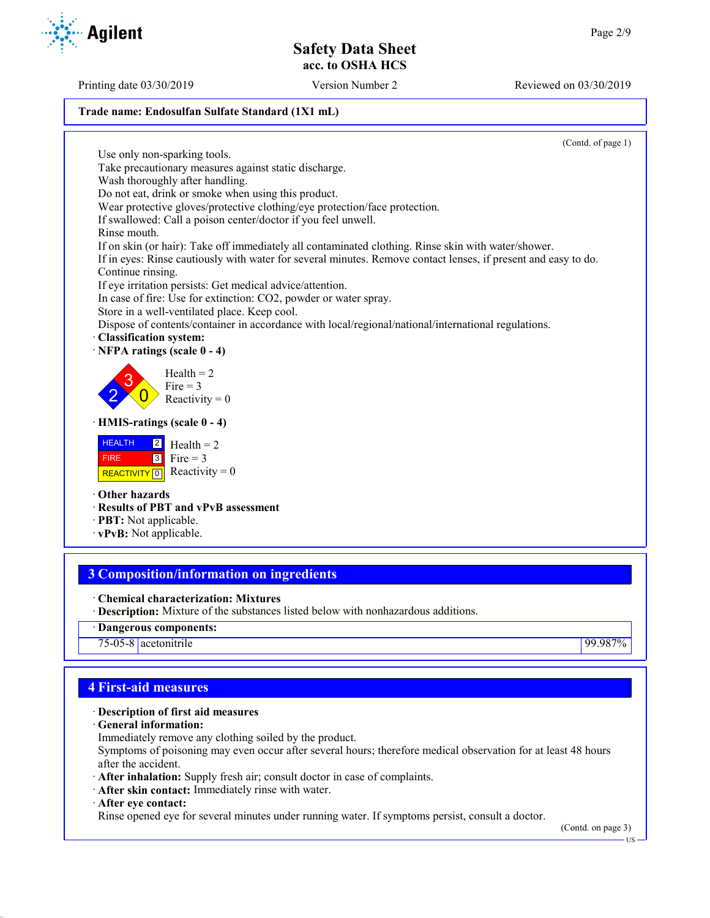(Contd. of page 1)

Use only non-sparking tools.
Take precautionary measures against static discharge.
Wash thoroughly after handling.
Do not eat, drink or smoke when using this product.
Wear protective gloves/protective clothing/eye protection/face protection.
If swallowed: Call a poison center/doctor if you feel unwell.
Rinse mouth.
If on skin (or hair): Take off immediately all contaminated clothing. Rinse skin with water/shower.
If in eyes: Rinse cautiously with water for several minutes. Remove contact lenses, if present and easy to do. Continue rinsing.
If eye irritation persists: Get medical advice/attention.
In case of fire: Use for extinction: CO2, powder or water spray.
Store in a well-ventilated place. Keep cool.
Dispose of contents/container in accordance with local/regional/national/international regulations.

· **Classification system:**

· **NFPA ratings (scale 0 - 4)**

Health = 2
Fire = 3
Reactivity = 0

· **HMIS-ratings (scale 0 - 4)**

| | |
|---|---|
| HEALTH | 2 |
| FIRE | 3 |
| REACTIVITY | 0 |

Health = 2
Fire = 3
Reactivity = 0

· **Other hazards**
· **Results of PBT and vPvB assessment**
· **PBT:** Not applicable.
· **vPvB:** Not applicable.

## 3 Composition/information on ingredients

· **Chemical characterization: Mixtures**
· **Description:** Mixture of the substances listed below with nonhazardous additions.

| · Dangerous components: | | |
|---|---|---|
| 75-05-8 | acetonitrile | 99.987% |

## 4 First-aid measures

· **Description of first aid measures**
· **General information:**
Immediately remove any clothing soiled by the product.
Symptoms of poisoning may even occur after several hours; therefore medical observation for at least 48 hours after the accident.
· **After inhalation:** Supply fresh air; consult doctor in case of complaints.
· **After skin contact:** Immediately rinse with water.
· **After eye contact:**
Rinse opened eye for several minutes under running water. If symptoms persist, consult a doctor.

(Contd. on page 3)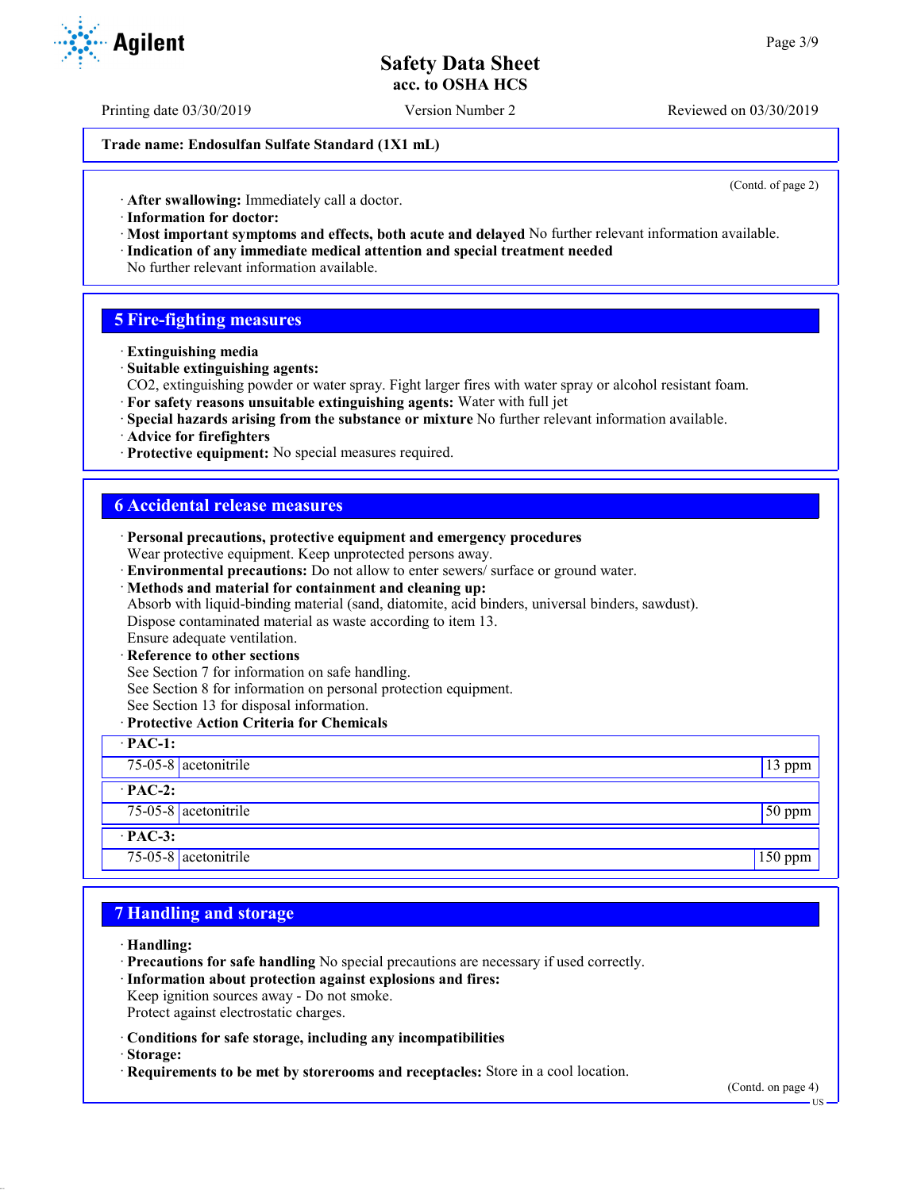Trade name: Endosulfan Sulfate Standard (1X1 mL)

(Contd. of page 2)

· **After swallowing:** Immediately call a doctor.
· **Information for doctor:**
· **Most important symptoms and effects, both acute and delayed** No further relevant information available.
· **Indication of any immediate medical attention and special treatment needed**
No further relevant information available.

## 5 Fire-fighting measures

· **Extinguishing media**
· **Suitable extinguishing agents:**
CO2, extinguishing powder or water spray. Fight larger fires with water spray or alcohol resistant foam.
· **For safety reasons unsuitable extinguishing agents:** Water with full jet
· **Special hazards arising from the substance or mixture** No further relevant information available.
· **Advice for firefighters**
· **Protective equipment:** No special measures required.

## 6 Accidental release measures

· **Personal precautions, protective equipment and emergency procedures**
Wear protective equipment. Keep unprotected persons away.
· **Environmental precautions:** Do not allow to enter sewers/ surface or ground water.
· **Methods and material for containment and cleaning up:**
Absorb with liquid-binding material (sand, diatomite, acid binders, universal binders, sawdust).
Dispose contaminated material as waste according to item 13.
Ensure adequate ventilation.
· **Reference to other sections**
See Section 7 for information on safe handling.
See Section 8 for information on personal protection equipment.
See Section 13 for disposal information.
· **Protective Action Criteria for Chemicals**

| · PAC-1: | | |
|---|---|---|
| 75-05-8 | acetonitrile | 13 ppm |
| **· PAC-2:** | | |
| 75-05-8 | acetonitrile | 50 ppm |
| **· PAC-3:** | | |
| 75-05-8 | acetonitrile | 150 ppm |

## 7 Handling and storage

· **Handling:**
· **Precautions for safe handling** No special precautions are necessary if used correctly.
· **Information about protection against explosions and fires:**
Keep ignition sources away - Do not smoke.
Protect against electrostatic charges.

· **Conditions for safe storage, including any incompatibilities**
· **Storage:**
· **Requirements to be met by storerooms and receptacles:** Store in a cool location.

(Contd. on page 4)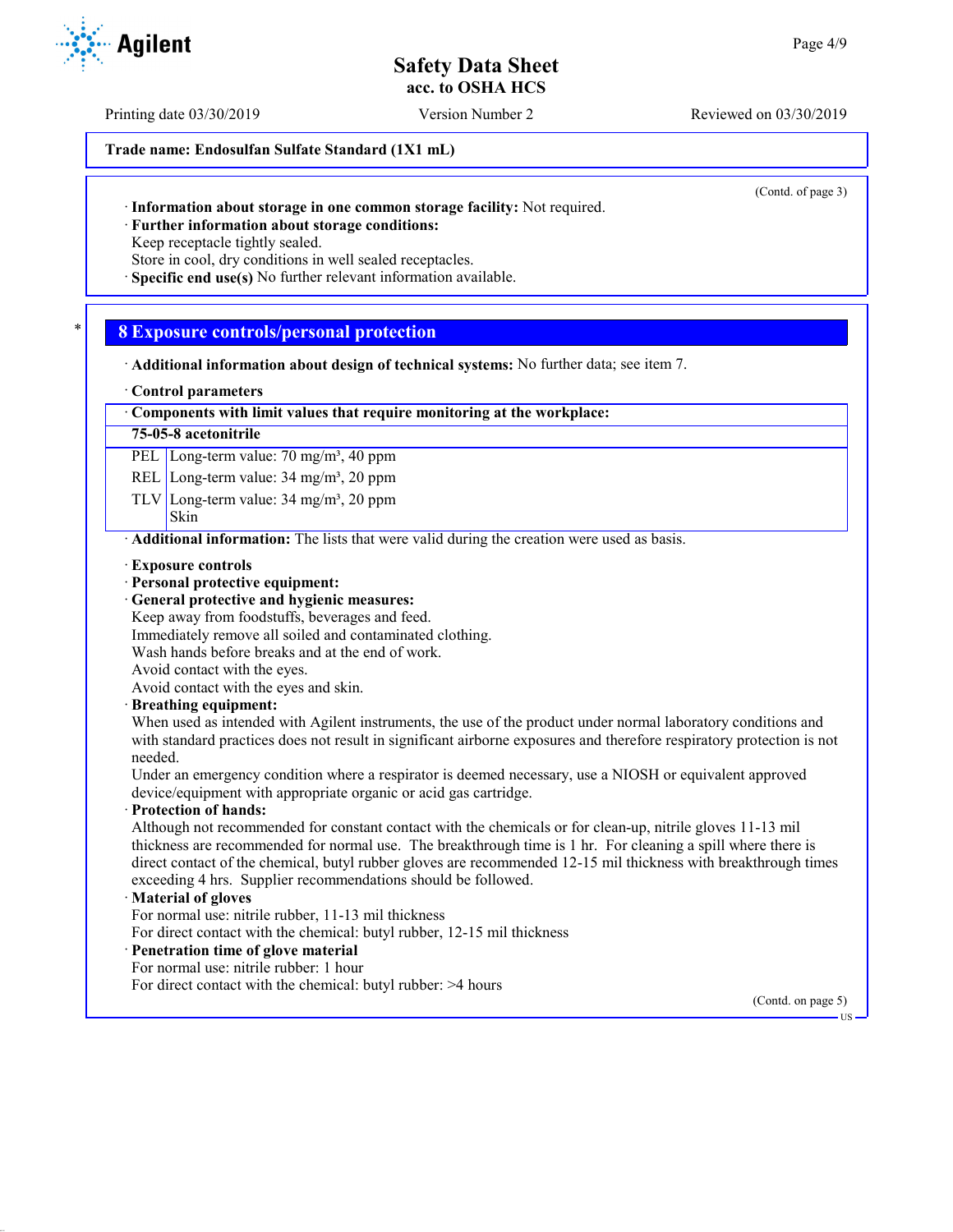Trade name: Endosulfan Sulfate Standard (1X1 mL)

(Contd. of page 3)

· **Information about storage in one common storage facility:** Not required.
· **Further information about storage conditions:**
Keep receptacle tightly sealed.
Store in cool, dry conditions in well sealed receptacles.
· **Specific end use(s)** No further relevant information available.

## 8 Exposure controls/personal protection

· **Additional information about design of technical systems:** No further data; see item 7.

· **Control parameters**

| · Components with limit values that require monitoring at the workplace: | |
|---|---|
| **75-05-8 acetonitrile** | |
| PEL | Long-term value: 70 mg/m³, 40 ppm |
| REL | Long-term value: 34 mg/m³, 20 ppm |
| TLV | Long-term value: 34 mg/m³, 20 ppm<br>Skin |

· **Additional information:** The lists that were valid during the creation were used as basis.

· **Exposure controls**
· **Personal protective equipment:**
· **General protective and hygienic measures:**
Keep away from foodstuffs, beverages and feed.
Immediately remove all soiled and contaminated clothing.
Wash hands before breaks and at the end of work.
Avoid contact with the eyes.
Avoid contact with the eyes and skin.
· **Breathing equipment:**
When used as intended with Agilent instruments, the use of the product under normal laboratory conditions and with standard practices does not result in significant airborne exposures and therefore respiratory protection is not needed.
Under an emergency condition where a respirator is deemed necessary, use a NIOSH or equivalent approved device/equipment with appropriate organic or acid gas cartridge.
· **Protection of hands:**
Although not recommended for constant contact with the chemicals or for clean-up, nitrile gloves 11-13 mil thickness are recommended for normal use. The breakthrough time is 1 hr. For cleaning a spill where there is direct contact of the chemical, butyl rubber gloves are recommended 12-15 mil thickness with breakthrough times exceeding 4 hrs. Supplier recommendations should be followed.
· **Material of gloves**
For normal use: nitrile rubber, 11-13 mil thickness
For direct contact with the chemical: butyl rubber, 12-15 mil thickness
· **Penetration time of glove material**
For normal use: nitrile rubber: 1 hour
For direct contact with the chemical: butyl rubber: >4 hours

(Contd. on page 5)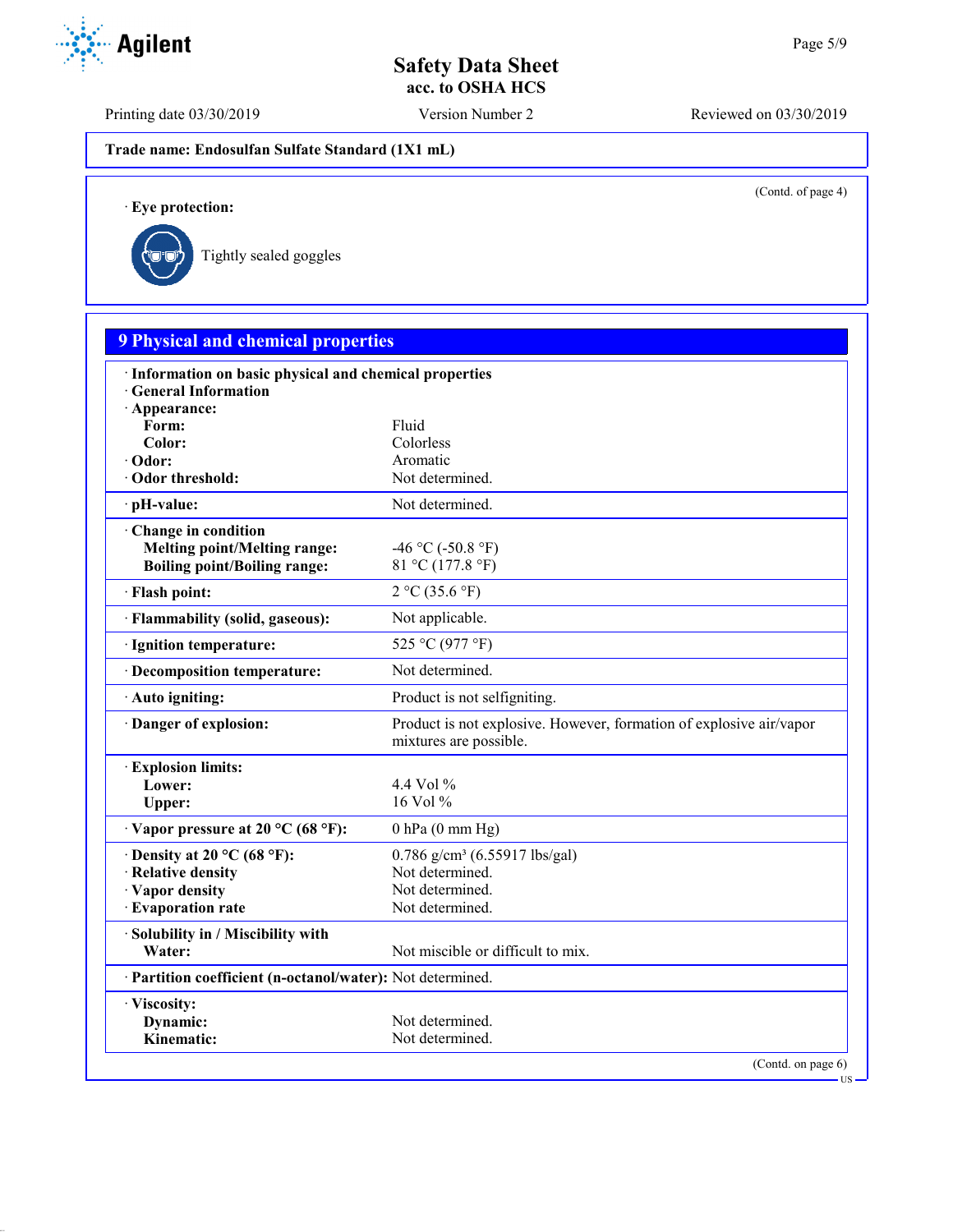**Trade name: Endosulfan Sulfate Standard (1X1 mL)**

(Contd. of page 4)

· **Eye protection:**

Tightly sealed goggles

## 9 Physical and chemical properties

| | |
|---|---|
| · **Information on basic physical and chemical properties** | |
| · **General Information** | |
| · **Appearance:** | |
| **Form:** | Fluid |
| **Color:** | Colorless |
| · **Odor:** | Aromatic |
| · **Odor threshold:** | Not determined. |
| · **pH-value:** | Not determined. |
| · **Change in condition** | |
| **Melting point/Melting range:** | -46 °C (-50.8 °F) |
| **Boiling point/Boiling range:** | 81 °C (177.8 °F) |
| · **Flash point:** | 2 °C (35.6 °F) |
| · **Flammability (solid, gaseous):** | Not applicable. |
| · **Ignition temperature:** | 525 °C (977 °F) |
| · **Decomposition temperature:** | Not determined. |
| · **Auto igniting:** | Product is not selfigniting. |
| · **Danger of explosion:** | Product is not explosive. However, formation of explosive air/vapor mixtures are possible. |
| · **Explosion limits:** | |
| **Lower:** | 4.4 Vol % |
| **Upper:** | 16 Vol % |
| · **Vapor pressure at 20 °C (68 °F):** | 0 hPa (0 mm Hg) |
| · **Density at 20 °C (68 °F):** | 0.786 g/cm³ (6.55917 lbs/gal) |
| · **Relative density** | Not determined. |
| · **Vapor density** | Not determined. |
| · **Evaporation rate** | Not determined. |
| · **Solubility in / Miscibility with** | |
| **Water:** | Not miscible or difficult to mix. |
| · **Partition coefficient (n-octanol/water):** | Not determined. |
| · **Viscosity:** | |
| **Dynamic:** | Not determined. |
| **Kinematic:** | Not determined. |

(Contd. on page 6)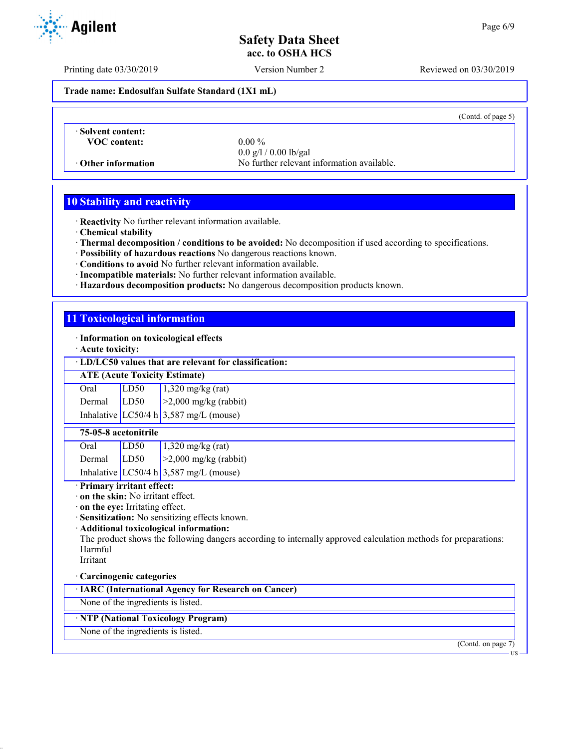**Trade name: Endosulfan Sulfate Standard (1X1 mL)**

(Contd. of page 5)

· **Solvent content:**
**VOC content:** 0.00 %
0.0 g/l / 0.00 lb/gal

· **Other information** No further relevant information available.

## 10 Stability and reactivity

· **Reactivity** No further relevant information available.
· **Chemical stability**
· **Thermal decomposition / conditions to be avoided:** No decomposition if used according to specifications.
· **Possibility of hazardous reactions** No dangerous reactions known.
· **Conditions to avoid** No further relevant information available.
· **Incompatible materials:** No further relevant information available.
· **Hazardous decomposition products:** No dangerous decomposition products known.

## 11 Toxicological information

· **Information on toxicological effects**
· **Acute toxicity:**

· **LD/LC50 values that are relevant for classification:**

**ATE (Acute Toxicity Estimate)**

| | | |
|---|---|---|
| Oral | LD50 | 1,320 mg/kg (rat) |
| Dermal | LD50 | >2,000 mg/kg (rabbit) |
| Inhalative | LC50/4 h | 3,587 mg/L (mouse) |

**75-05-8 acetonitrile**

| | | |
|---|---|---|
| Oral | LD50 | 1,320 mg/kg (rat) |
| Dermal | LD50 | >2,000 mg/kg (rabbit) |
| Inhalative | LC50/4 h | 3,587 mg/L (mouse) |

· **Primary irritant effect:**
· **on the skin:** No irritant effect.
· **on the eye:** Irritating effect.
· **Sensitization:** No sensitizing effects known.
· **Additional toxicological information:**
The product shows the following dangers according to internally approved calculation methods for preparations:
Harmful
Irritant

· **Carcinogenic categories**

· **IARC (International Agency for Research on Cancer)**

None of the ingredients is listed.

· **NTP (National Toxicology Program)**

None of the ingredients is listed.

(Contd. on page 7)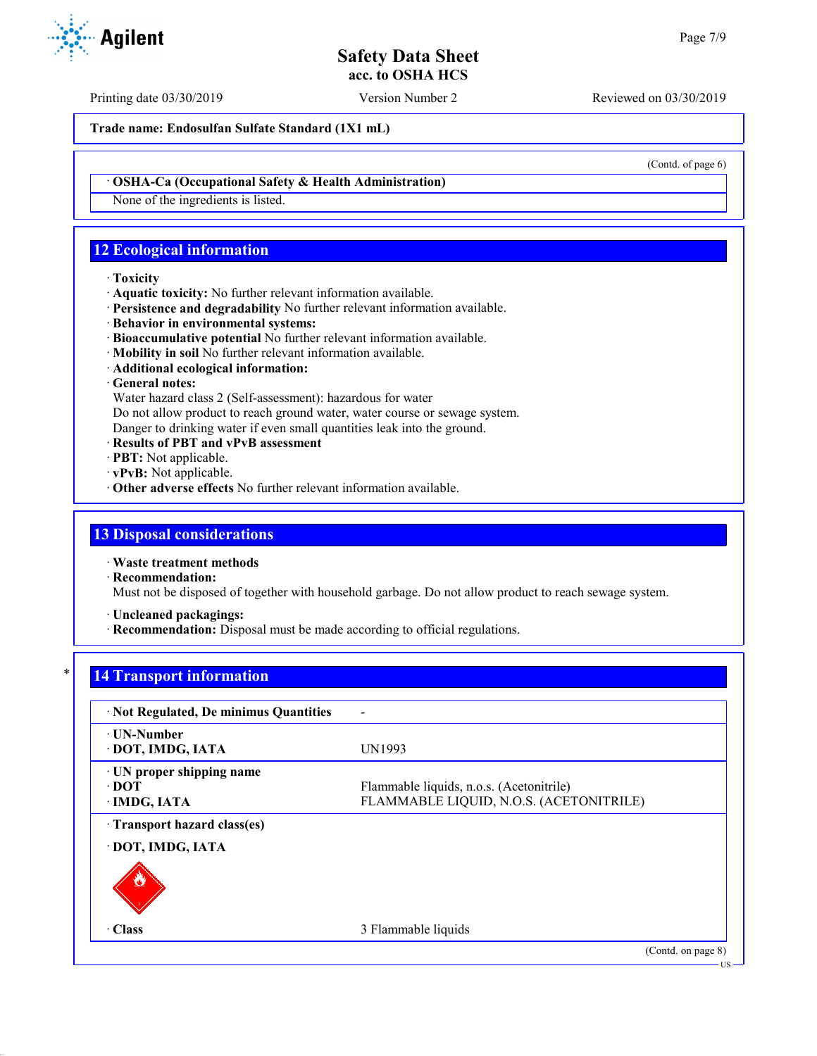Trade name: Endosulfan Sulfate Standard (1X1 mL)

(Contd. of page 6)

· **OSHA-Ca (Occupational Safety & Health Administration)**

None of the ingredients is listed.

## 12 Ecological information

· **Toxicity**
· **Aquatic toxicity:** No further relevant information available.
· **Persistence and degradability** No further relevant information available.
· **Behavior in environmental systems:**
· **Bioaccumulative potential** No further relevant information available.
· **Mobility in soil** No further relevant information available.
· **Additional ecological information:**
· **General notes:**
Water hazard class 2 (Self-assessment): hazardous for water
Do not allow product to reach ground water, water course or sewage system.
Danger to drinking water if even small quantities leak into the ground.
· **Results of PBT and vPvB assessment**
· **PBT:** Not applicable.
· **vPvB:** Not applicable.
· **Other adverse effects** No further relevant information available.

## 13 Disposal considerations

· **Waste treatment methods**
· **Recommendation:**
Must not be disposed of together with household garbage. Do not allow product to reach sewage system.

· **Uncleaned packagings:**
· **Recommendation:** Disposal must be made according to official regulations.

## 14 Transport information

| | |
|---|---|
| · **Not Regulated, De minimus Quantities** | - |
| · **UN-Number**<br>· **DOT, IMDG, IATA** | UN1993 |
| · **UN proper shipping name**<br>· **DOT**<br>· **IMDG, IATA** | <br>Flammable liquids, n.o.s. (Acetonitrile)<br>FLAMMABLE LIQUID, N.O.S. (ACETONITRILE) |
| · **Transport hazard class(es)**<br>· **DOT, IMDG, IATA** | |
| · **Class** | 3 Flammable liquids |

(Contd. on page 8)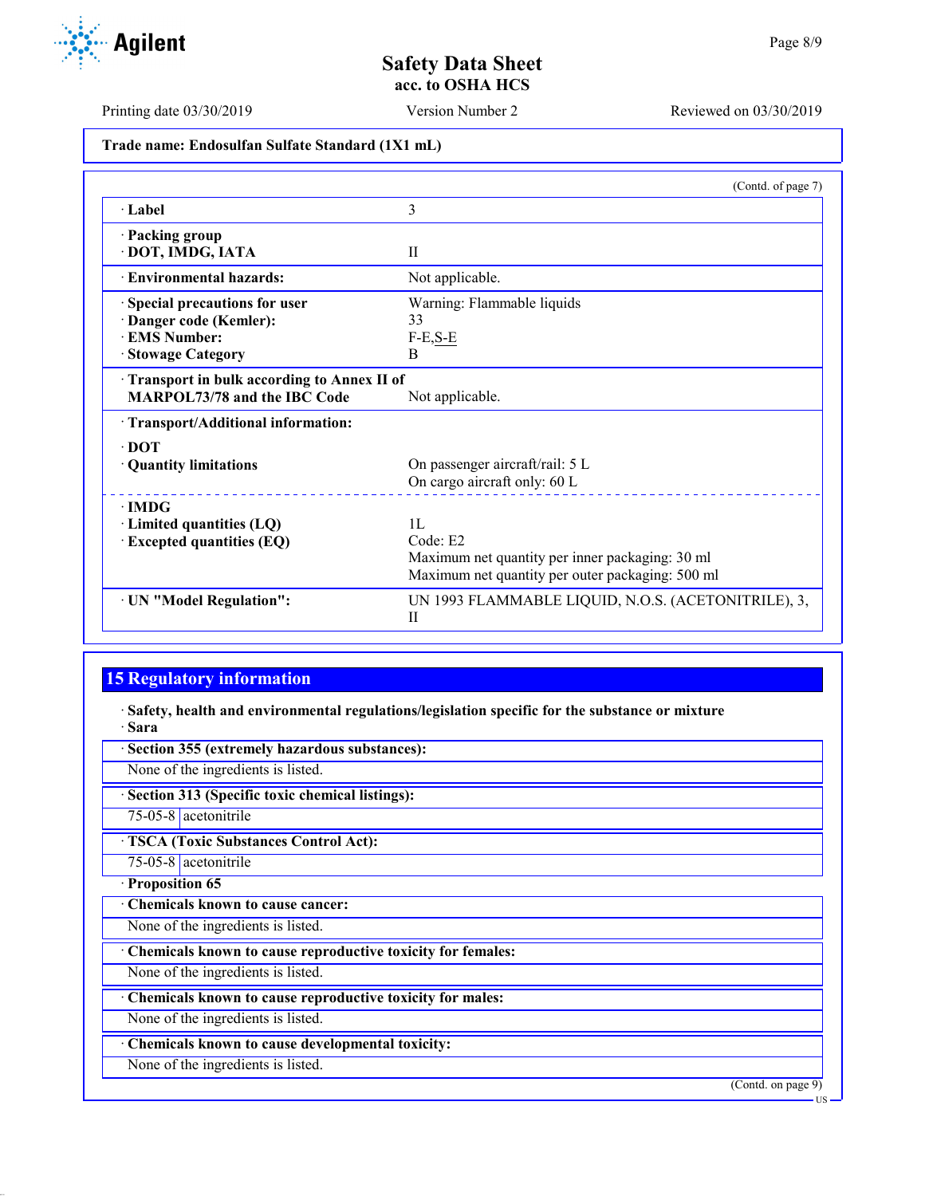Trade name: Endosulfan Sulfate Standard (1X1 mL)

(Contd. of page 7)

| | |
|---|---|
| · Label | 3 |
| · Packing group<br>· DOT, IMDG, IATA | II |
| · Environmental hazards: | Not applicable. |
| · Special precautions for user<br>· Danger code (Kemler):<br>· EMS Number:<br>· Stowage Category | Warning: Flammable liquids<br>33<br>F-E,S-E<br>B |
| · Transport in bulk according to Annex II of MARPOL73/78 and the IBC Code | Not applicable. |
| · Transport/Additional information: | |
| · DOT<br>· Quantity limitations | On passenger aircraft/rail: 5 L<br>On cargo aircraft only: 60 L |
| · IMDG<br>· Limited quantities (LQ)<br>· Excepted quantities (EQ) | 1L<br>Code: E2<br>Maximum net quantity per inner packaging: 30 ml<br>Maximum net quantity per outer packaging: 500 ml |
| · UN "Model Regulation": | UN 1993 FLAMMABLE LIQUID, N.O.S. (ACETONITRILE), 3, II |

## 15 Regulatory information

**· Safety, health and environmental regulations/legislation specific for the substance or mixture**

**· Sara**

**· Section 355 (extremely hazardous substances):**

None of the ingredients is listed.

**· Section 313 (Specific toxic chemical listings):**

| | |
|---|---|
| 75-05-8 | acetonitrile |

**· TSCA (Toxic Substances Control Act):**

| | |
|---|---|
| 75-05-8 | acetonitrile |

**· Proposition 65**

**· Chemicals known to cause cancer:**

None of the ingredients is listed.

**· Chemicals known to cause reproductive toxicity for females:**

None of the ingredients is listed.

**· Chemicals known to cause reproductive toxicity for males:**

None of the ingredients is listed.

**· Chemicals known to cause developmental toxicity:**

None of the ingredients is listed.

(Contd. on page 9)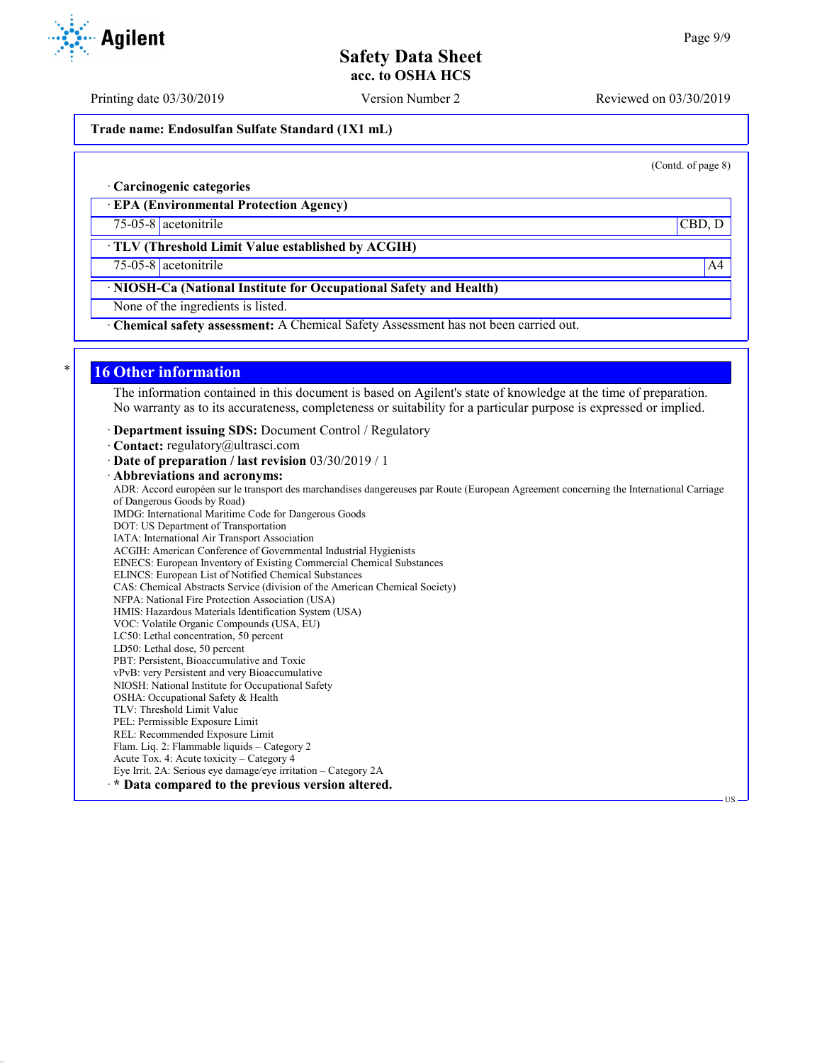**Trade name: Endosulfan Sulfate Standard (1X1 mL)**

(Contd. of page 8)

· **Carcinogenic categories**

· **EPA (Environmental Protection Agency)**

| | | |
|---|---|---|
| 75-05-8 | acetonitrile | CBD, D |

· **TLV (Threshold Limit Value established by ACGIH)**

| | | |
|---|---|---|
| 75-05-8 | acetonitrile | A4 |

· **NIOSH-Ca (National Institute for Occupational Safety and Health)**

None of the ingredients is listed.

· **Chemical safety assessment:** A Chemical Safety Assessment has not been carried out.

\* 

## 16 Other information

The information contained in this document is based on Agilent's state of knowledge at the time of preparation. No warranty as to its accurateness, completeness or suitability for a particular purpose is expressed or implied.

· **Department issuing SDS:** Document Control / Regulatory
· **Contact:** regulatory@ultrasci.com
· **Date of preparation / last revision** 03/30/2019 / 1
· **Abbreviations and acronyms:**
ADR: Accord européen sur le transport des marchandises dangereuses par Route (European Agreement concerning the International Carriage of Dangerous Goods by Road)
IMDG: International Maritime Code for Dangerous Goods
DOT: US Department of Transportation
IATA: International Air Transport Association
ACGIH: American Conference of Governmental Industrial Hygienists
EINECS: European Inventory of Existing Commercial Chemical Substances
ELINCS: European List of Notified Chemical Substances
CAS: Chemical Abstracts Service (division of the American Chemical Society)
NFPA: National Fire Protection Association (USA)
HMIS: Hazardous Materials Identification System (USA)
VOC: Volatile Organic Compounds (USA, EU)
LC50: Lethal concentration, 50 percent
LD50: Lethal dose, 50 percent
PBT: Persistent, Bioaccumulative and Toxic
vPvB: very Persistent and very Bioaccumulative
NIOSH: National Institute for Occupational Safety
OSHA: Occupational Safety & Health
TLV: Threshold Limit Value
PEL: Permissible Exposure Limit
REL: Recommended Exposure Limit
Flam. Liq. 2: Flammable liquids – Category 2
Acute Tox. 4: Acute toxicity – Category 4
Eye Irrit. 2A: Serious eye damage/eye irritation – Category 2A

· **\* Data compared to the previous version altered.**

US